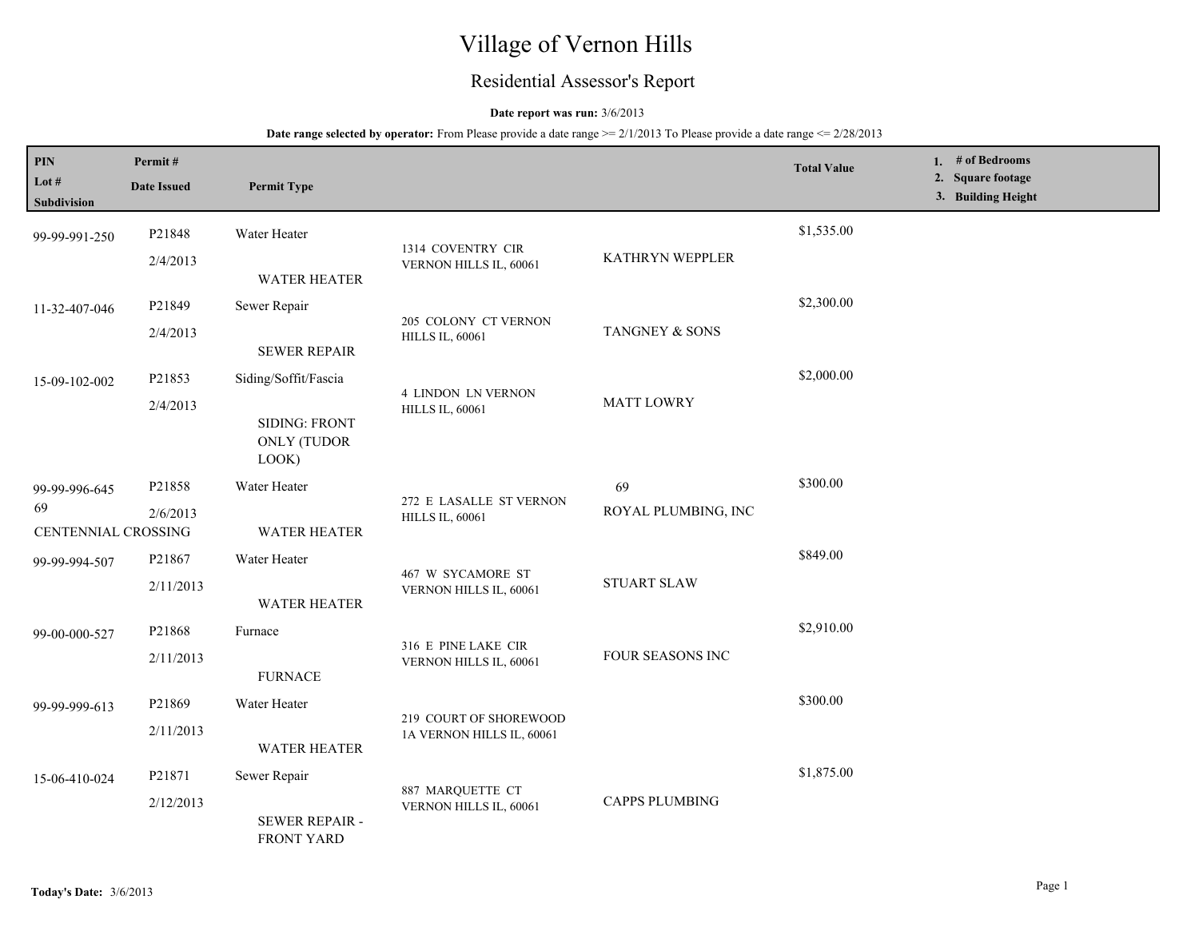# Village of Vernon Hills

## Residential Assessor's Report

**Date report was run:** 3/6/2013

**Date range selected by operator:** From Please provide a date range >= 2/1/2013 To Please provide a date range <= 2/28/2013

| PIN<br>Lot #<br>Subdivision | Permit #<br>Date Issued | Permit Type | Address | Contractor/Owner | Total Value | 1. # of Bedrooms<br>2. Square footage<br>3. Building Height |
|---|---|---|---|---|---|---|
| 99-99-991-250 | P21848<br>2/4/2013 | Water Heater<br>WATER HEATER | 1314 COVENTRY CIR VERNON HILLS IL, 60061 | KATHRYN WEPPLER | $1,535.00 | |
| 11-32-407-046 | P21849<br>2/4/2013 | Sewer Repair<br>SEWER REPAIR | 205 COLONY CT VERNON HILLS IL, 60061 | TANGNEY & SONS | $2,300.00 | |
| 15-09-102-002 | P21853<br>2/4/2013 | Siding/Soffit/Fascia<br>SIDING: FRONT ONLY (TUDOR LOOK) | 4 LINDON LN VERNON HILLS IL, 60061 | MATT LOWRY | $2,000.00 | |
| 99-99-996-645<br>69<br>CENTENNIAL CROSSING | P21858<br>2/6/2013 | Water Heater<br>WATER HEATER | 272 E LASALLE ST VERNON HILLS IL, 60061 | 69<br>ROYAL PLUMBING, INC | $300.00 | |
| 99-99-994-507 | P21867<br>2/11/2013 | Water Heater<br>WATER HEATER | 467 W SYCAMORE ST VERNON HILLS IL, 60061 | STUART SLAW | $849.00 | |
| 99-00-000-527 | P21868<br>2/11/2013 | Furnace<br>FURNACE | 316 E PINE LAKE CIR VERNON HILLS IL, 60061 | FOUR SEASONS INC | $2,910.00 | |
| 99-99-999-613 | P21869<br>2/11/2013 | Water Heater<br>WATER HEATER | 219 COURT OF SHOREWOOD 1A VERNON HILLS IL, 60061 | | $300.00 | |
| 15-06-410-024 | P21871<br>2/12/2013 | Sewer Repair<br>SEWER REPAIR - FRONT YARD | 887 MARQUETTE CT VERNON HILLS IL, 60061 | CAPPS PLUMBING | $1,875.00 | |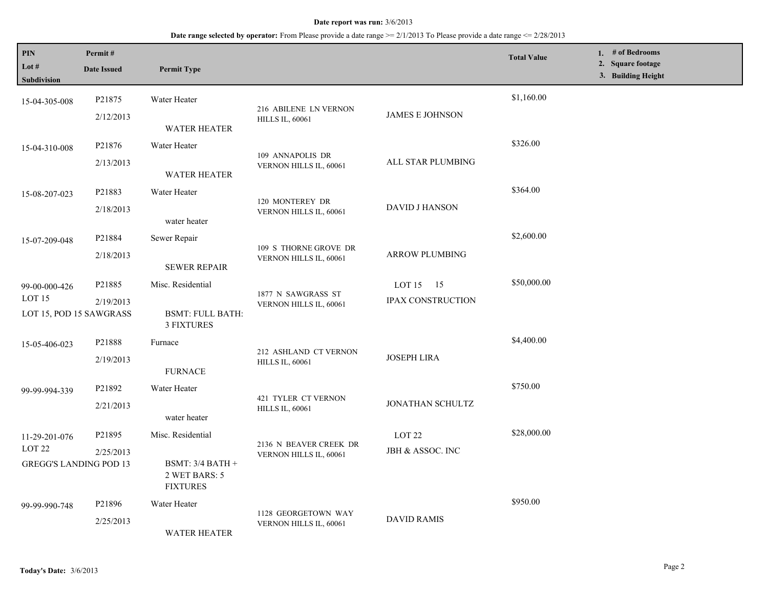**Date report was run:** 3/6/2013

**Date range selected by operator:** From Please provide a date range >= 2/1/2013 To Please provide a date range <= 2/28/2013

| PIN / Lot # / Subdivision | Permit # / Date Issued | Permit Type | | | Total Value | 1. # of Bedrooms 2. Square footage 3. Building Height |
|---|---|---|---|---|---|---|
| 15-04-305-008 | P21875 2/12/2013 | Water Heater WATER HEATER | 216 ABILENE LN VERNON HILLS IL, 60061 | JAMES E JOHNSON | $1,160.00 | |
| 15-04-310-008 | P21876 2/13/2013 | Water Heater WATER HEATER | 109 ANNAPOLIS DR VERNON HILLS IL, 60061 | ALL STAR PLUMBING | $326.00 | |
| 15-08-207-023 | P21883 2/18/2013 | Water Heater water heater | 120 MONTEREY DR VERNON HILLS IL, 60061 | DAVID J HANSON | $364.00 | |
| 15-07-209-048 | P21884 2/18/2013 | Sewer Repair SEWER REPAIR | 109 S THORNE GROVE DR VERNON HILLS IL, 60061 | ARROW PLUMBING | $2,600.00 | |
| 99-00-000-426 LOT 15 LOT 15, POD 15 SAWGRASS | P21885 2/19/2013 | Misc. Residential BSMT: FULL BATH: 3 FIXTURES | 1877 N SAWGRASS ST VERNON HILLS IL, 60061 | LOT 15 15 IPAX CONSTRUCTION | $50,000.00 | |
| 15-05-406-023 | P21888 2/19/2013 | Furnace FURNACE | 212 ASHLAND CT VERNON HILLS IL, 60061 | JOSEPH LIRA | $4,400.00 | |
| 99-99-994-339 | P21892 2/21/2013 | Water Heater water heater | 421 TYLER CT VERNON HILLS IL, 60061 | JONATHAN SCHULTZ | $750.00 | |
| 11-29-201-076 LOT 22 GREGG'S LANDING POD 13 | P21895 2/25/2013 | Misc. Residential BSMT: 3/4 BATH + 2 WET BARS: 5 FIXTURES | 2136 N BEAVER CREEK DR VERNON HILLS IL, 60061 | LOT 22 JBH & ASSOC. INC | $28,000.00 | |
| 99-99-990-748 | P21896 2/25/2013 | Water Heater WATER HEATER | 1128 GEORGETOWN WAY VERNON HILLS IL, 60061 | DAVID RAMIS | $950.00 | |

**Today's Date:** 3/6/2013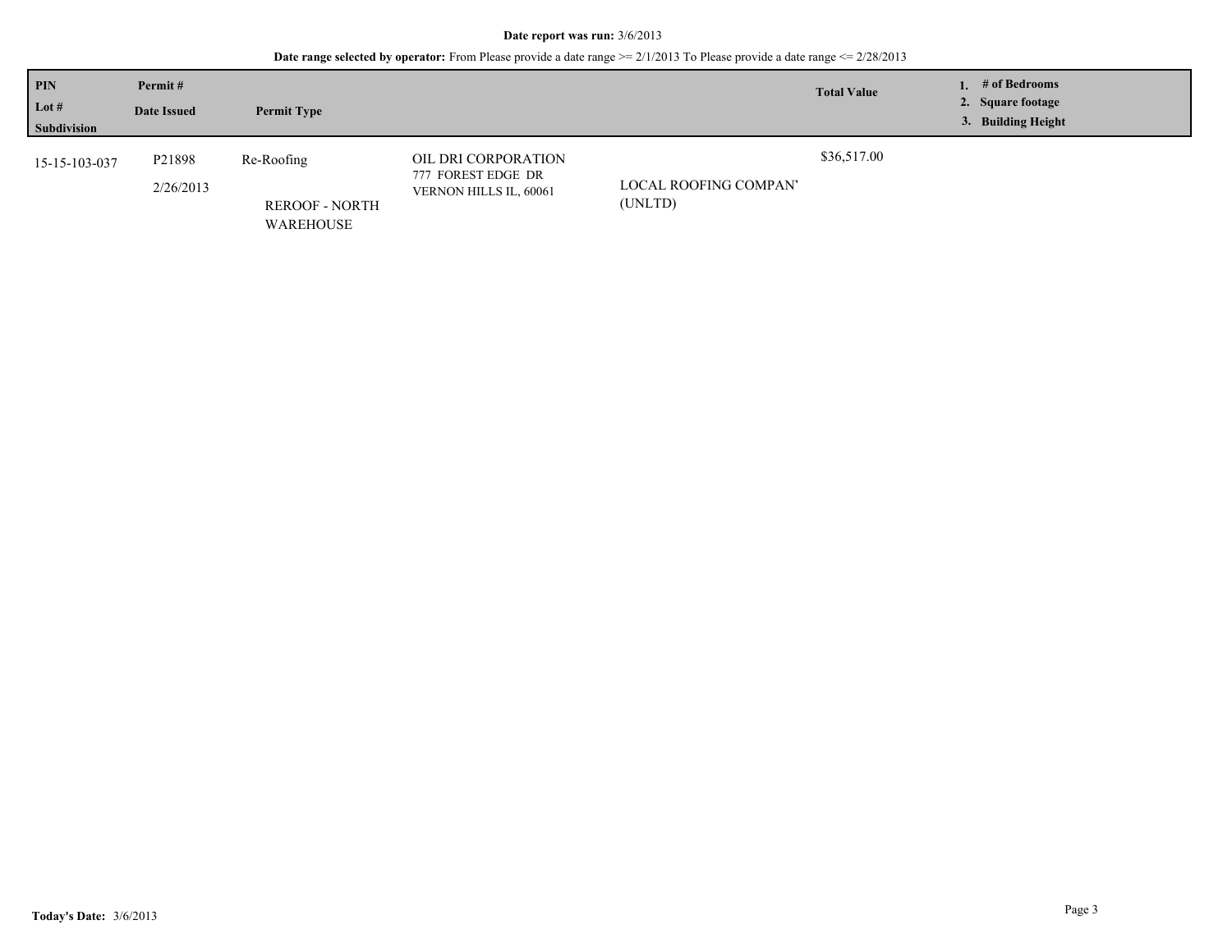**Date report was run:** 3/6/2013

**Date range selected by operator:** From Please provide a date range >= 2/1/2013 To Please provide a date range <= 2/28/2013

| PIN<br>Lot #<br>Subdivision | Permit #<br>Date Issued | Permit Type | | | Total Value | 1. # of Bedrooms<br>2. Square footage<br>3. Building Height |
|---|---|---|---|---|---|---|
| 15-15-103-037 | P21898<br>2/26/2013 | Re-Roofing<br>REROOF - NORTH WAREHOUSE | OIL DRI CORPORATION<br>777 FOREST EDGE DR<br>VERNON HILLS IL, 60061 | LOCAL ROOFING COMPAN'<br>(UNLTD) | $36,517.00 | |

**Today's Date:** 3/6/2013